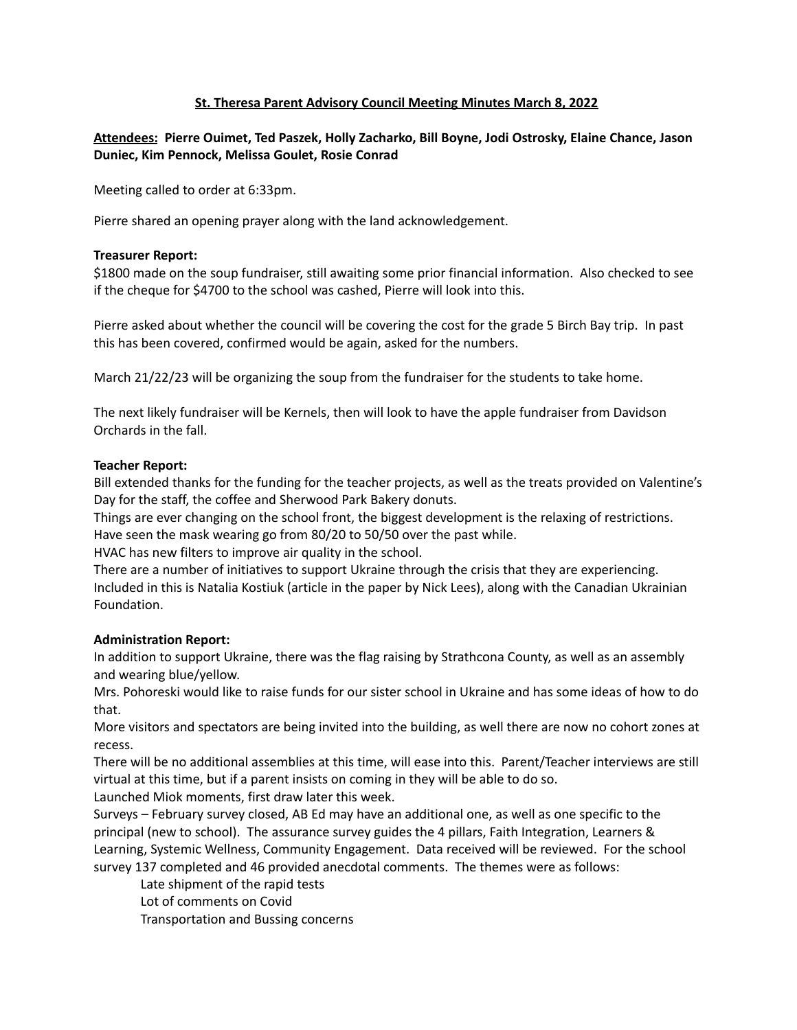# St. Theresa Parent Advisory Council Meeting Minutes March 8, 2022

**Attendees: Pierre Ouimet, Ted Paszek, Holly Zacharko, Bill Boyne, Jodi Ostrosky, Elaine Chance, Jason Duniec, Kim Pennock, Melissa Goulet, Rosie Conrad**

Meeting called to order at 6:33pm.

Pierre shared an opening prayer along with the land acknowledgement.

**Treasurer Report:**
$1800 made on the soup fundraiser, still awaiting some prior financial information. Also checked to see if the cheque for $4700 to the school was cashed, Pierre will look into this.

Pierre asked about whether the council will be covering the cost for the grade 5 Birch Bay trip. In past this has been covered, confirmed would be again, asked for the numbers.

March 21/22/23 will be organizing the soup from the fundraiser for the students to take home.

The next likely fundraiser will be Kernels, then will look to have the apple fundraiser from Davidson Orchards in the fall.

**Teacher Report:**
Bill extended thanks for the funding for the teacher projects, as well as the treats provided on Valentine's Day for the staff, the coffee and Sherwood Park Bakery donuts.
Things are ever changing on the school front, the biggest development is the relaxing of restrictions. Have seen the mask wearing go from 80/20 to 50/50 over the past while.
HVAC has new filters to improve air quality in the school.
There are a number of initiatives to support Ukraine through the crisis that they are experiencing. Included in this is Natalia Kostiuk (article in the paper by Nick Lees), along with the Canadian Ukrainian Foundation.

**Administration Report:**
In addition to support Ukraine, there was the flag raising by Strathcona County, as well as an assembly and wearing blue/yellow.
Mrs. Pohoreski would like to raise funds for our sister school in Ukraine and has some ideas of how to do that.
More visitors and spectators are being invited into the building, as well there are now no cohort zones at recess.
There will be no additional assemblies at this time, will ease into this. Parent/Teacher interviews are still virtual at this time, but if a parent insists on coming in they will be able to do so.
Launched Miok moments, first draw later this week.
Surveys – February survey closed, AB Ed may have an additional one, as well as one specific to the principal (new to school). The assurance survey guides the 4 pillars, Faith Integration, Learners & Learning, Systemic Wellness, Community Engagement. Data received will be reviewed. For the school survey 137 completed and 46 provided anecdotal comments. The themes were as follows:

- Late shipment of the rapid tests
- Lot of comments on Covid
- Transportation and Bussing concerns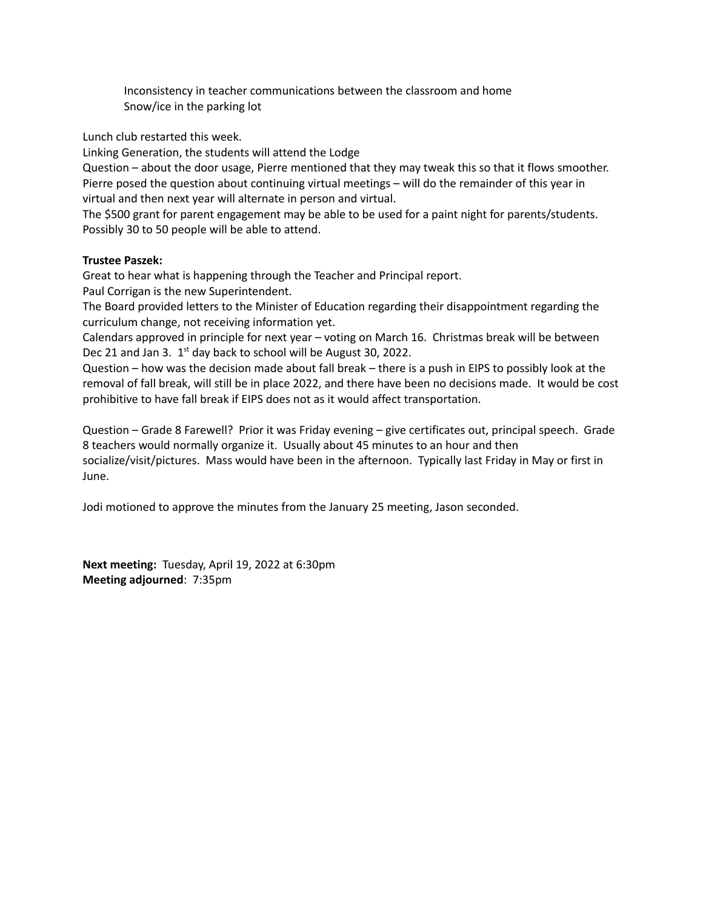Inconsistency in teacher communications between the classroom and home
Snow/ice in the parking lot

Lunch club restarted this week.
Linking Generation, the students will attend the Lodge
Question – about the door usage, Pierre mentioned that they may tweak this so that it flows smoother.
Pierre posed the question about continuing virtual meetings – will do the remainder of this year in virtual and then next year will alternate in person and virtual.
The $500 grant for parent engagement may be able to be used for a paint night for parents/students. Possibly 30 to 50 people will be able to attend.

**Trustee Paszek:**
Great to hear what is happening through the Teacher and Principal report.
Paul Corrigan is the new Superintendent.
The Board provided letters to the Minister of Education regarding their disappointment regarding the curriculum change, not receiving information yet.
Calendars approved in principle for next year – voting on March 16. Christmas break will be between Dec 21 and Jan 3. 1st day back to school will be August 30, 2022.
Question – how was the decision made about fall break – there is a push in EIPS to possibly look at the removal of fall break, will still be in place 2022, and there have been no decisions made. It would be cost prohibitive to have fall break if EIPS does not as it would affect transportation.

Question – Grade 8 Farewell? Prior it was Friday evening – give certificates out, principal speech. Grade 8 teachers would normally organize it. Usually about 45 minutes to an hour and then socialize/visit/pictures. Mass would have been in the afternoon. Typically last Friday in May or first in June.

Jodi motioned to approve the minutes from the January 25 meeting, Jason seconded.

**Next meeting:** Tuesday, April 19, 2022 at 6:30pm
**Meeting adjourned**: 7:35pm